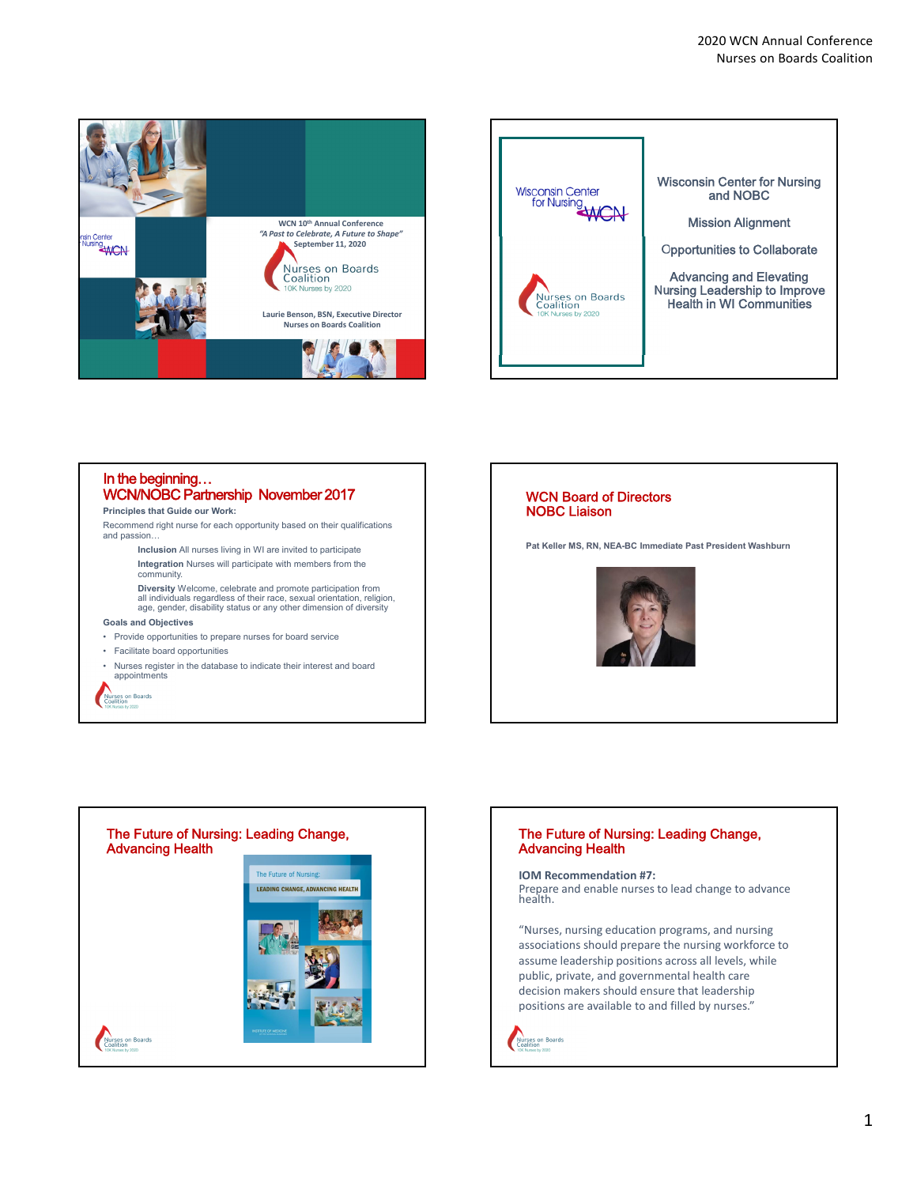WCN 10th Annual Conference

*"A Past to Celebrate, A Future to Shape"*

September 11, 2020

Nurses on Boards Coalition

10K Nurses by 2020

Laurie Benson, BSN, Executive Director

Nurses on Boards Coalition

---

Wisconsin Center for Nursing and NOBC

Mission Alignment

Opportunities to Collaborate

Advancing and Elevating Nursing Leadership to Improve Health in WI Communities

---

## In the beginning… WCN/NOBC Partnership November 2017

**Principles that Guide our Work:**

Recommend right nurse for each opportunity based on their qualifications and passion…

**Inclusion** All nurses living in WI are invited to participate

**Integration** Nurses will participate with members from the community.

**Diversity** Welcome, celebrate and promote participation from all individuals regardless of their race, sexual orientation, religion, age, gender, disability status or any other dimension of diversity

**Goals and Objectives**

- Provide opportunities to prepare nurses for board service
- Facilitate board opportunities
- Nurses register in the database to indicate their interest and board appointments

---

## WCN Board of Directors NOBC Liaison

**Pat Keller MS, RN, NEA-BC Immediate Past President Washburn**

---

## The Future of Nursing: Leading Change, Advancing Health

The Future of Nursing: LEADING CHANGE, ADVANCING HEALTH

---

## The Future of Nursing: Leading Change, Advancing Health

**IOM Recommendation #7:**
Prepare and enable nurses to lead change to advance health.

"Nurses, nursing education programs, and nursing associations should prepare the nursing workforce to assume leadership positions across all levels, while public, private, and governmental health care decision makers should ensure that leadership positions are available to and filled by nurses."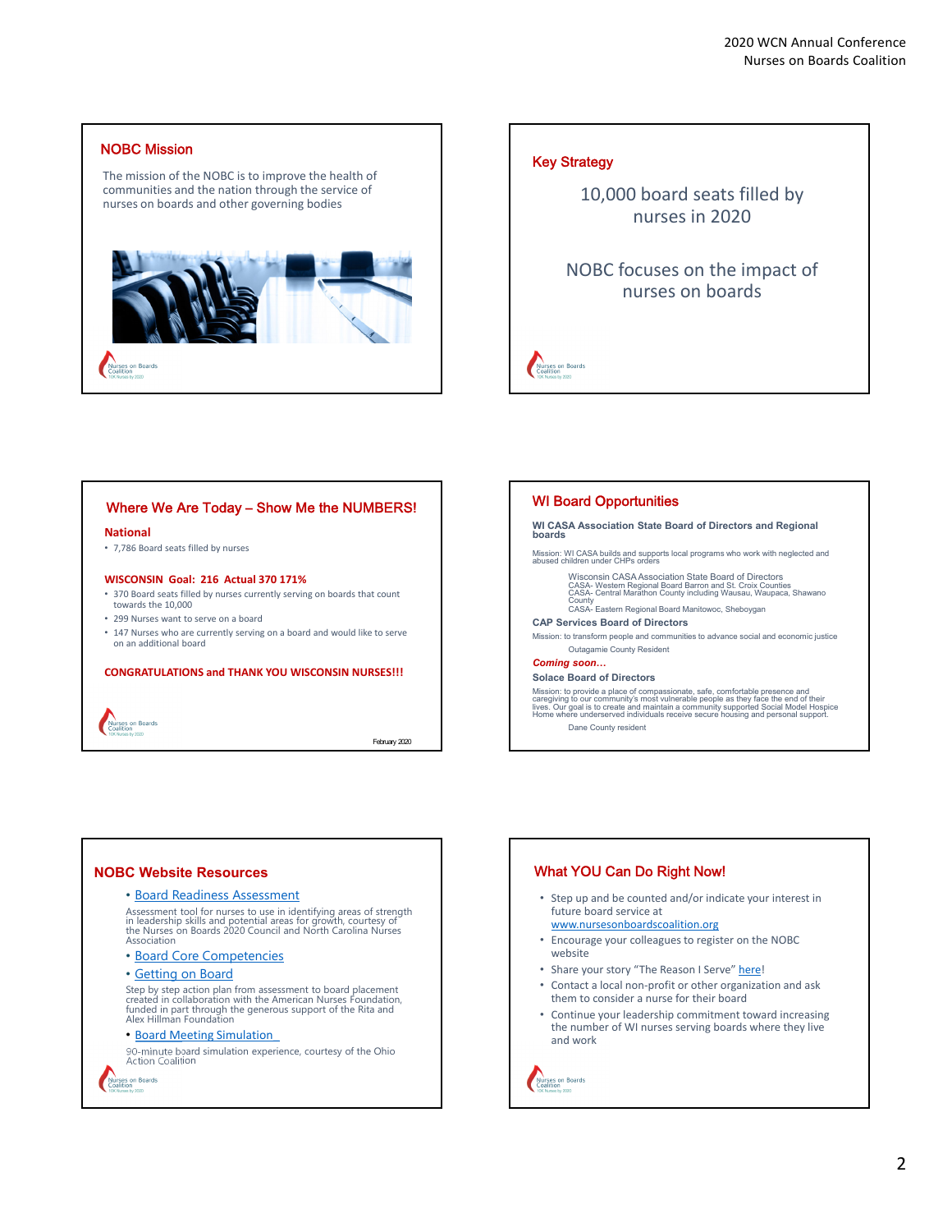## NOBC Mission

The mission of the NOBC is to improve the health of communities and the nation through the service of nurses on boards and other governing bodies

## Key Strategy

10,000 board seats filled by nurses in 2020

NOBC focuses on the impact of nurses on boards

## Where We Are Today – Show Me the NUMBERS!

### National

- 7,786 Board seats filled by nurses

### WISCONSIN Goal: 216 Actual 370 171%

- 370 Board seats filled by nurses currently serving on boards that count towards the 10,000
- 299 Nurses want to serve on a board
- 147 Nurses who are currently serving on a board and would like to serve on an additional board

**CONGRATULATIONS and THANK YOU WISCONSIN NURSES!!!**

February 2020

## WI Board Opportunities

**WI CASA Association State Board of Directors and Regional boards**

Mission: WI CASA builds and supports local programs who work with neglected and abused children under CHPs orders

Wisconsin CASA Association State Board of Directors
CASA- Western Regional Board Barron and St. Croix Counties
CASA- Central Marathon County including Wausau, Waupaca, Shawano County
CASA- Eastern Regional Board Manitowoc, Sheboygan

**CAP Services Board of Directors**

Mission: to transform people and communities to advance social and economic justice

Outagamie County Resident

***Coming soon…***

**Solace Board of Directors**

Mission: to provide a place of compassionate, safe, comfortable presence and caregiving to our community's most vulnerable people as they face the end of their lives. Our goal is to create and maintain a community supported Social Model Hospice Home where underserved individuals receive secure housing and personal support.

Dane County resident

## NOBC Website Resources

- Board Readiness Assessment

  Assessment tool for nurses to use in identifying areas of strength in leadership skills and potential areas for growth, courtesy of the Nurses on Boards 2020 Council and North Carolina Nurses Association

- Board Core Competencies
- Getting on Board

  Step by step action plan from assessment to board placement created in collaboration with the American Nurses Foundation, funded in part through the generous support of the Rita and Alex Hillman Foundation

- Board Meeting Simulation

  90-minute board simulation experience, courtesy of the Ohio Action Coalition

## What YOU Can Do Right Now!

- Step up and be counted and/or indicate your interest in future board service at www.nursesonboardscoalition.org
- Encourage your colleagues to register on the NOBC website
- Share your story "The Reason I Serve" here!
- Contact a local non-profit or other organization and ask them to consider a nurse for their board
- Continue your leadership commitment toward increasing the number of WI nurses serving boards where they live and work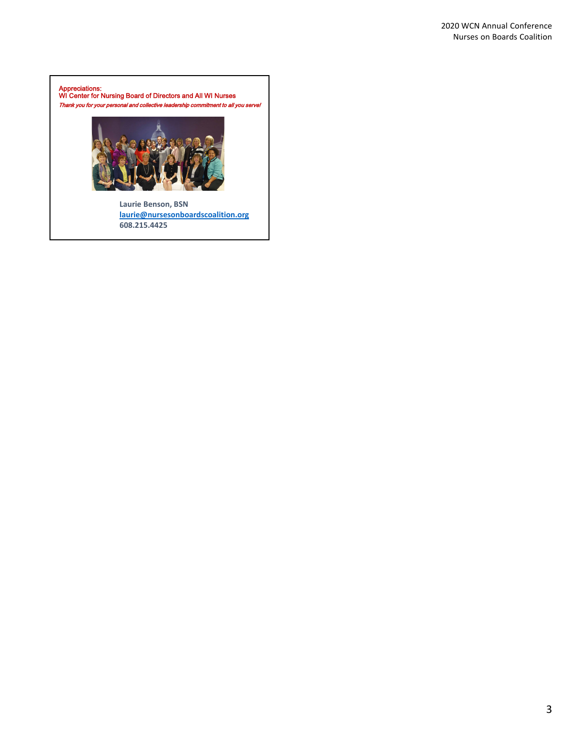Appreciations:
WI Center for Nursing Board of Directors and All WI Nurses

*Thank you for your personal and collective leadership commitment to all you serve!*

**Laurie Benson, BSN**
**laurie@nursesonboardscoalition.org**
**608.215.4425**